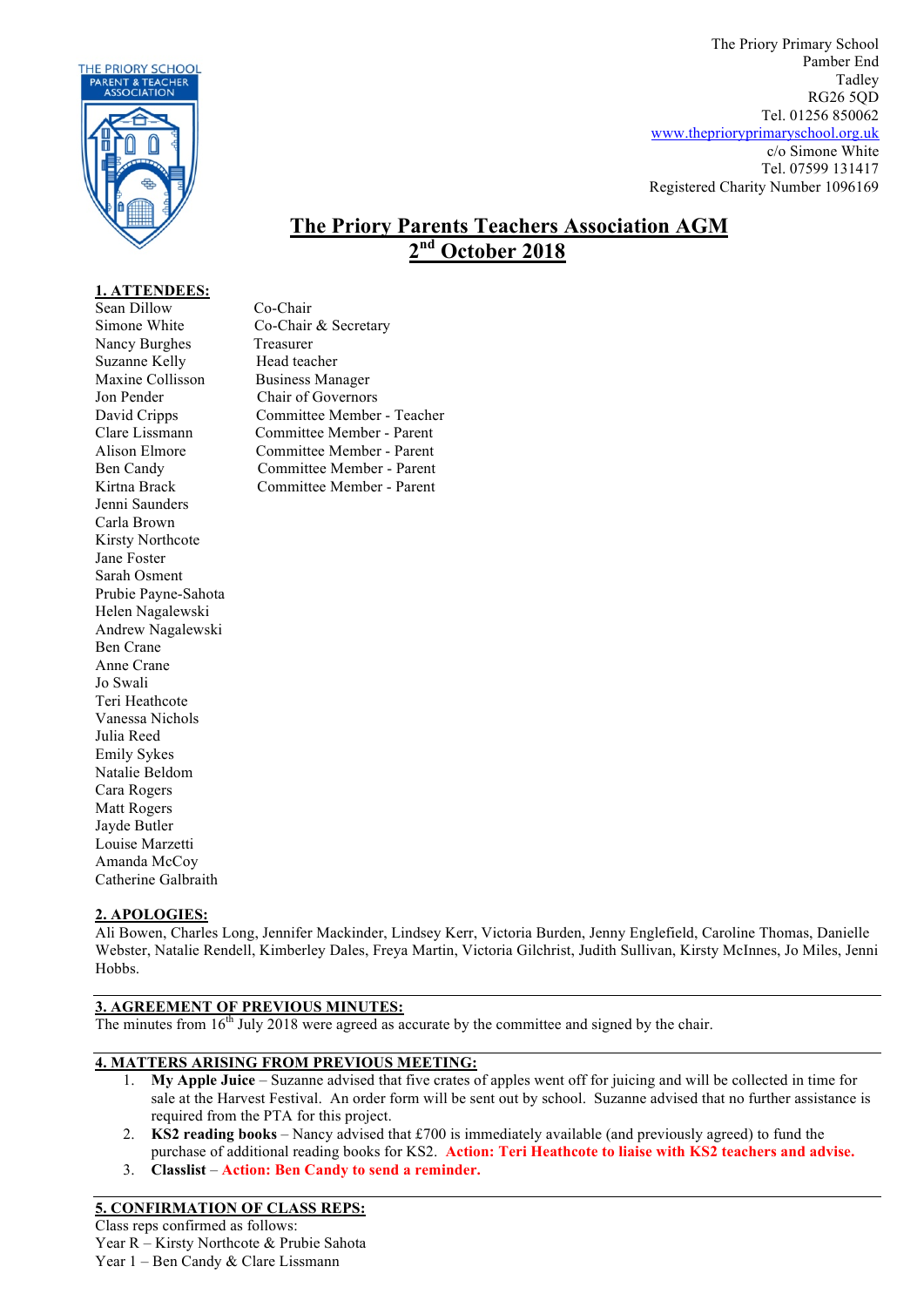THE PRIORY SCHOOL
PARENT & TEACHER ASSOCIATION

The Priory Primary School
Pamber End
Tadley
RG26 5QD
Tel. 01256 850062
www.theprioryprimaryschool.org.uk
c/o Simone White
Tel. 07599 131417
Registered Charity Number 1096169

# The Priory Parents Teachers Association AGM
# 2nd October 2018

## 1. ATTENDEES:

| | |
|---|---|
| Sean Dillow | Co-Chair |
| Simone White | Co-Chair & Secretary |
| Nancy Burghes | Treasurer |
| Suzanne Kelly | Head teacher |
| Maxine Collisson | Business Manager |
| Jon Pender | Chair of Governors |
| David Cripps | Committee Member - Teacher |
| Clare Lissmann | Committee Member - Parent |
| Alison Elmore | Committee Member - Parent |
| Ben Candy | Committee Member - Parent |
| Kirtna Brack | Committee Member - Parent |
| Jenni Saunders | |
| Carla Brown | |
| Kirsty Northcote | |
| Jane Foster | |
| Sarah Osment | |
| Prubie Payne-Sahota | |
| Helen Nagalewski | |
| Andrew Nagalewski | |
| Ben Crane | |
| Anne Crane | |
| Jo Swali | |
| Teri Heathcote | |
| Vanessa Nichols | |
| Julia Reed | |
| Emily Sykes | |
| Natalie Beldom | |
| Cara Rogers | |
| Matt Rogers | |
| Jayde Butler | |
| Louise Marzetti | |
| Amanda McCoy | |
| Catherine Galbraith | |

## 2. APOLOGIES:

Ali Bowen, Charles Long, Jennifer Mackinder, Lindsey Kerr, Victoria Burden, Jenny Englefield, Caroline Thomas, Danielle Webster, Natalie Rendell, Kimberley Dales, Freya Martin, Victoria Gilchrist, Judith Sullivan, Kirsty McInnes, Jo Miles, Jenni Hobbs.

## 3. AGREEMENT OF PREVIOUS MINUTES:

The minutes from 16th July 2018 were agreed as accurate by the committee and signed by the chair.

## 4. MATTERS ARISING FROM PREVIOUS MEETING:

1. **My Apple Juice** – Suzanne advised that five crates of apples went off for juicing and will be collected in time for sale at the Harvest Festival. An order form will be sent out by school. Suzanne advised that no further assistance is required from the PTA for this project.
2. **KS2 reading books** – Nancy advised that £700 is immediately available (and previously agreed) to fund the purchase of additional reading books for KS2. **Action: Teri Heathcote to liaise with KS2 teachers and advise.**
3. **Classlist** – **Action: Ben Candy to send a reminder.**

## 5. CONFIRMATION OF CLASS REPS:

Class reps confirmed as follows:
Year R – Kirsty Northcote & Prubie Sahota
Year 1 – Ben Candy & Clare Lissmann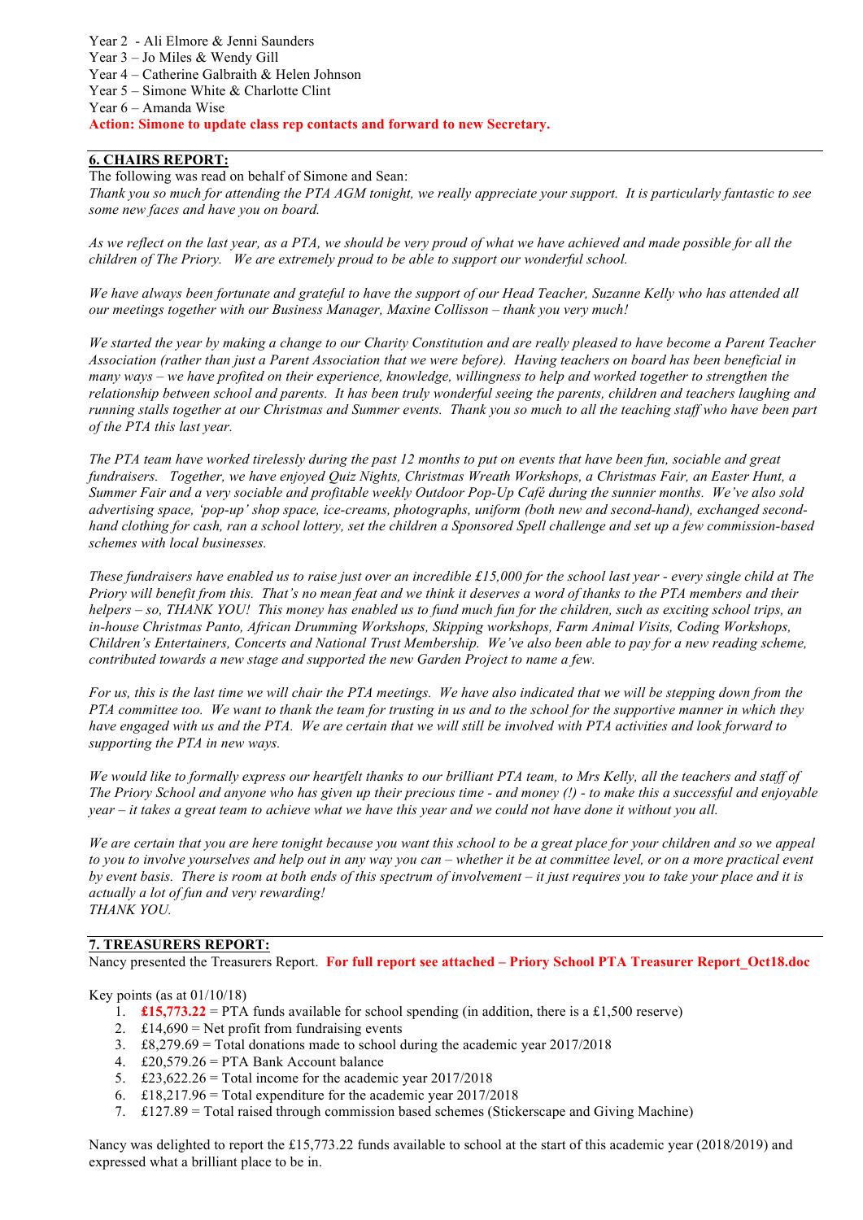Year 2 - Ali Elmore & Jenni Saunders
Year 3 – Jo Miles & Wendy Gill
Year 4 – Catherine Galbraith & Helen Johnson
Year 5 – Simone White & Charlotte Clint
Year 6 – Amanda Wise
**Action: Simone to update class rep contacts and forward to new Secretary.**

## 6. CHAIRS REPORT:

The following was read on behalf of Simone and Sean:
*Thank you so much for attending the PTA AGM tonight, we really appreciate your support. It is particularly fantastic to see some new faces and have you on board.*

*As we reflect on the last year, as a PTA, we should be very proud of what we have achieved and made possible for all the children of The Priory. We are extremely proud to be able to support our wonderful school.*

*We have always been fortunate and grateful to have the support of our Head Teacher, Suzanne Kelly who has attended all our meetings together with our Business Manager, Maxine Collisson – thank you very much!*

*We started the year by making a change to our Charity Constitution and are really pleased to have become a Parent Teacher Association (rather than just a Parent Association that we were before). Having teachers on board has been beneficial in many ways – we have profited on their experience, knowledge, willingness to help and worked together to strengthen the relationship between school and parents. It has been truly wonderful seeing the parents, children and teachers laughing and running stalls together at our Christmas and Summer events. Thank you so much to all the teaching staff who have been part of the PTA this last year.*

*The PTA team have worked tirelessly during the past 12 months to put on events that have been fun, sociable and great fundraisers. Together, we have enjoyed Quiz Nights, Christmas Wreath Workshops, a Christmas Fair, an Easter Hunt, a Summer Fair and a very sociable and profitable weekly Outdoor Pop-Up Café during the sunnier months. We've also sold advertising space, 'pop-up' shop space, ice-creams, photographs, uniform (both new and second-hand), exchanged second-hand clothing for cash, ran a school lottery, set the children a Sponsored Spell challenge and set up a few commission-based schemes with local businesses.*

*These fundraisers have enabled us to raise just over an incredible £15,000 for the school last year - every single child at The Priory will benefit from this. That's no mean feat and we think it deserves a word of thanks to the PTA members and their helpers – so, THANK YOU! This money has enabled us to fund much fun for the children, such as exciting school trips, an in-house Christmas Panto, African Drumming Workshops, Skipping workshops, Farm Animal Visits, Coding Workshops, Children's Entertainers, Concerts and National Trust Membership. We've also been able to pay for a new reading scheme, contributed towards a new stage and supported the new Garden Project to name a few.*

*For us, this is the last time we will chair the PTA meetings. We have also indicated that we will be stepping down from the PTA committee too. We want to thank the team for trusting in us and to the school for the supportive manner in which they have engaged with us and the PTA. We are certain that we will still be involved with PTA activities and look forward to supporting the PTA in new ways.*

*We would like to formally express our heartfelt thanks to our brilliant PTA team, to Mrs Kelly, all the teachers and staff of The Priory School and anyone who has given up their precious time - and money (!) - to make this a successful and enjoyable year – it takes a great team to achieve what we have this year and we could not have done it without you all.*

*We are certain that you are here tonight because you want this school to be a great place for your children and so we appeal to you to involve yourselves and help out in any way you can – whether it be at committee level, or on a more practical event by event basis. There is room at both ends of this spectrum of involvement – it just requires you to take your place and it is actually a lot of fun and very rewarding!*
*THANK YOU.*

## 7. TREASURERS REPORT:

Nancy presented the Treasurers Report. **For full report see attached – Priory School PTA Treasurer Report_Oct18.doc**

Key points (as at 01/10/18)

1. **£15,773.22** = PTA funds available for school spending (in addition, there is a £1,500 reserve)
2. £14,690 = Net profit from fundraising events
3. £8,279.69 = Total donations made to school during the academic year 2017/2018
4. £20,579.26 = PTA Bank Account balance
5. £23,622.26 = Total income for the academic year 2017/2018
6. £18,217.96 = Total expenditure for the academic year 2017/2018
7. £127.89 = Total raised through commission based schemes (Stickerscape and Giving Machine)

Nancy was delighted to report the £15,773.22 funds available to school at the start of this academic year (2018/2019) and expressed what a brilliant place to be in.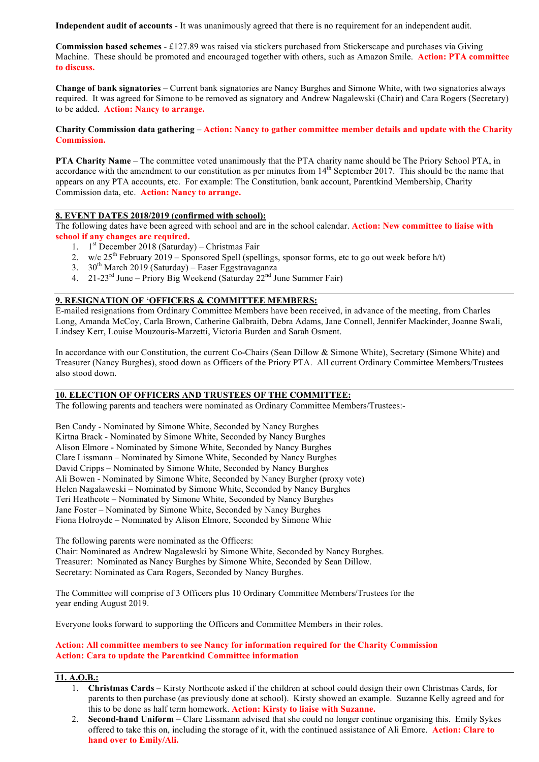**Independent audit of accounts** - It was unanimously agreed that there is no requirement for an independent audit.

**Commission based schemes** - £127.89 was raised via stickers purchased from Stickerscape and purchases via Giving Machine. These should be promoted and encouraged together with others, such as Amazon Smile. **Action: PTA committee to discuss.**

**Change of bank signatories** – Current bank signatories are Nancy Burghes and Simone White, with two signatories always required. It was agreed for Simone to be removed as signatory and Andrew Nagalewski (Chair) and Cara Rogers (Secretary) to be added. **Action: Nancy to arrange.**

**Charity Commission data gathering** – **Action: Nancy to gather committee member details and update with the Charity Commission.**

**PTA Charity Name** – The committee voted unanimously that the PTA charity name should be The Priory School PTA, in accordance with the amendment to our constitution as per minutes from 14th September 2017. This should be the name that appears on any PTA accounts, etc. For example: The Constitution, bank account, Parentkind Membership, Charity Commission data, etc. **Action: Nancy to arrange.**

## 8. EVENT DATES 2018/2019 (confirmed with school):

The following dates have been agreed with school and are in the school calendar. **Action: New committee to liaise with school if any changes are required.**

1. 1st December 2018 (Saturday) – Christmas Fair
2. w/c 25th February 2019 – Sponsored Spell (spellings, sponsor forms, etc to go out week before h/t)
3. 30th March 2019 (Saturday) – Easer Eggstravaganza
4. 21-23rd June – Priory Big Weekend (Saturday 22nd June Summer Fair)

## 9. RESIGNATION OF 'OFFICERS & COMMITTEE MEMBERS:

E-mailed resignations from Ordinary Committee Members have been received, in advance of the meeting, from Charles Long, Amanda McCoy, Carla Brown, Catherine Galbraith, Debra Adams, Jane Connell, Jennifer Mackinder, Joanne Swali, Lindsey Kerr, Louise Mouzouris-Marzetti, Victoria Burden and Sarah Osment.

In accordance with our Constitution, the current Co-Chairs (Sean Dillow & Simone White), Secretary (Simone White) and Treasurer (Nancy Burghes), stood down as Officers of the Priory PTA. All current Ordinary Committee Members/Trustees also stood down.

## 10. ELECTION OF OFFICERS AND TRUSTEES OF THE COMMITTEE:

The following parents and teachers were nominated as Ordinary Committee Members/Trustees:-

Ben Candy - Nominated by Simone White, Seconded by Nancy Burghes
Kirtna Brack - Nominated by Simone White, Seconded by Nancy Burghes
Alison Elmore - Nominated by Simone White, Seconded by Nancy Burghes
Clare Lissmann – Nominated by Simone White, Seconded by Nancy Burghes
David Cripps – Nominated by Simone White, Seconded by Nancy Burghes
Ali Bowen - Nominated by Simone White, Seconded by Nancy Burgher (proxy vote)
Helen Nagalaweski – Nominated by Simone White, Seconded by Nancy Burghes
Teri Heathcote – Nominated by Simone White, Seconded by Nancy Burghes
Jane Foster – Nominated by Simone White, Seconded by Nancy Burghes
Fiona Holroyde – Nominated by Alison Elmore, Seconded by Simone Whie

The following parents were nominated as the Officers:
Chair: Nominated as Andrew Nagalewski by Simone White, Seconded by Nancy Burghes.
Treasurer: Nominated as Nancy Burghes by Simone White, Seconded by Sean Dillow.
Secretary: Nominated as Cara Rogers, Seconded by Nancy Burghes.

The Committee will comprise of 3 Officers plus 10 Ordinary Committee Members/Trustees for the year ending August 2019.

Everyone looks forward to supporting the Officers and Committee Members in their roles.

**Action: All committee members to see Nancy for information required for the Charity Commission**
**Action: Cara to update the Parentkind Committee information**

## 11. A.O.B.:

1. **Christmas Cards** – Kirsty Northcote asked if the children at school could design their own Christmas Cards, for parents to then purchase (as previously done at school). Kirsty showed an example. Suzanne Kelly agreed and for this to be done as half term homework. **Action: Kirsty to liaise with Suzanne.**
2. **Second-hand Uniform** – Clare Lissmann advised that she could no longer continue organising this. Emily Sykes offered to take this on, including the storage of it, with the continued assistance of Ali Emore. **Action: Clare to hand over to Emily/Ali.**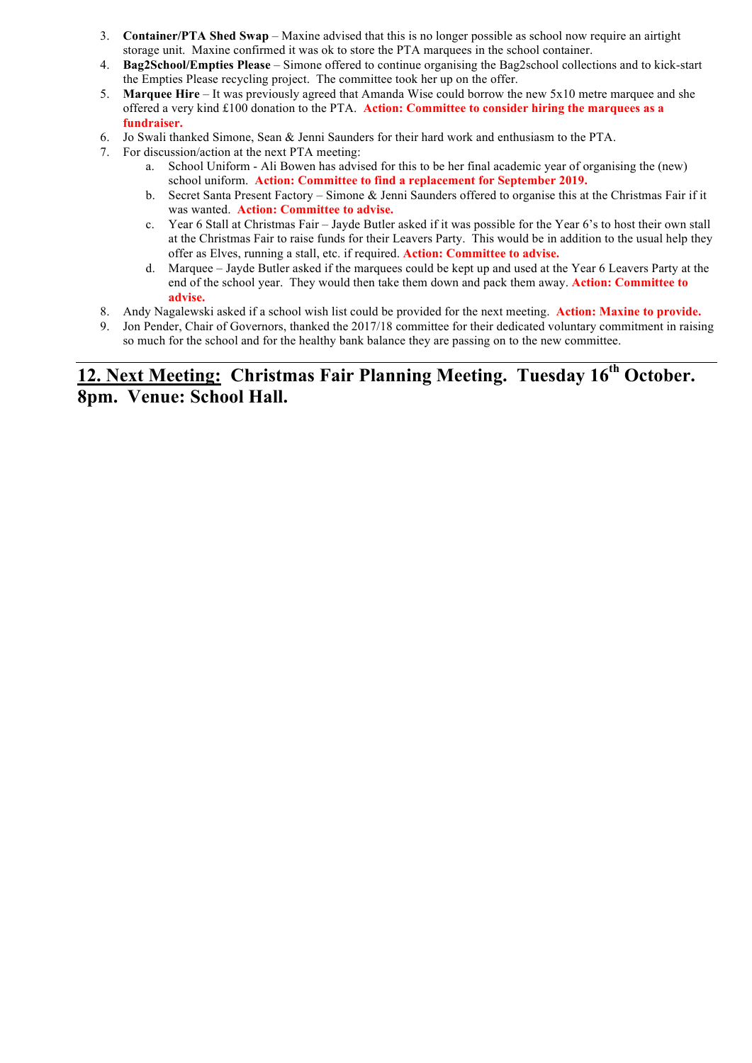3. **Container/PTA Shed Swap** – Maxine advised that this is no longer possible as school now require an airtight storage unit. Maxine confirmed it was ok to store the PTA marquees in the school container.
4. **Bag2School/Empties Please** – Simone offered to continue organising the Bag2school collections and to kick-start the Empties Please recycling project. The committee took her up on the offer.
5. **Marquee Hire** – It was previously agreed that Amanda Wise could borrow the new 5x10 metre marquee and she offered a very kind £100 donation to the PTA. **Action: Committee to consider hiring the marquees as a fundraiser.**
6. Jo Swali thanked Simone, Sean & Jenni Saunders for their hard work and enthusiasm to the PTA.
7. For discussion/action at the next PTA meeting:
   a. School Uniform - Ali Bowen has advised for this to be her final academic year of organising the (new) school uniform. **Action: Committee to find a replacement for September 2019.**
   b. Secret Santa Present Factory – Simone & Jenni Saunders offered to organise this at the Christmas Fair if it was wanted. **Action: Committee to advise.**
   c. Year 6 Stall at Christmas Fair – Jayde Butler asked if it was possible for the Year 6's to host their own stall at the Christmas Fair to raise funds for their Leavers Party. This would be in addition to the usual help they offer as Elves, running a stall, etc. if required. **Action: Committee to advise.**
   d. Marquee – Jayde Butler asked if the marquees could be kept up and used at the Year 6 Leavers Party at the end of the school year. They would then take them down and pack them away. **Action: Committee to advise.**
8. Andy Nagalewski asked if a school wish list could be provided for the next meeting. **Action: Maxine to provide.**
9. Jon Pender, Chair of Governors, thanked the 2017/18 committee for their dedicated voluntary commitment in raising so much for the school and for the healthy bank balance they are passing on to the new committee.

---

## 12. Next Meeting: Christmas Fair Planning Meeting. Tuesday 16th October. 8pm. Venue: School Hall.